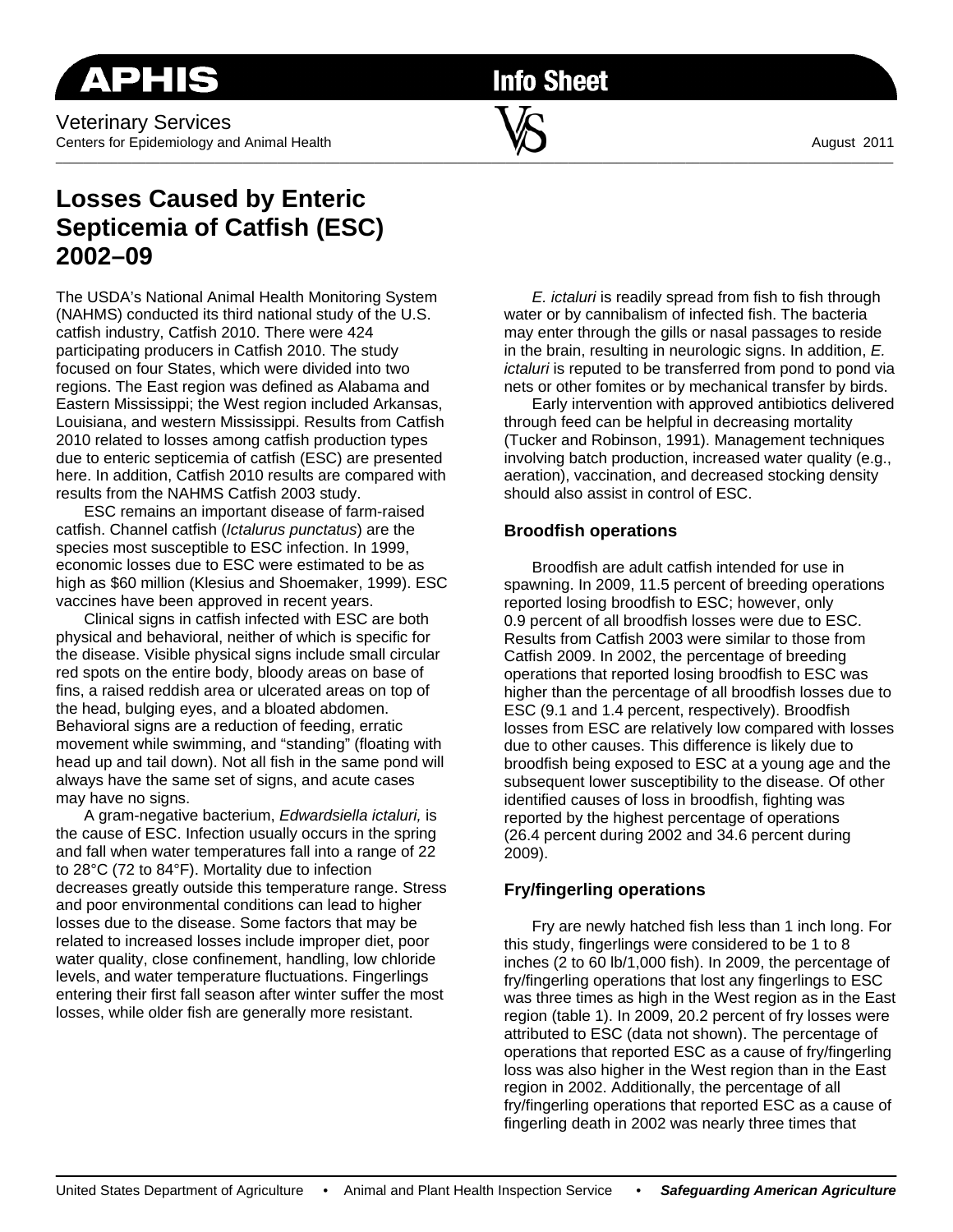APHIS **Info Sheet**

Veterinary Services
Centers for Epidemiology and Animal Health

August 2011

# Losses Caused by Enteric Septicemia of Catfish (ESC) 2002–09

The USDA's National Animal Health Monitoring System (NAHMS) conducted its third national study of the U.S. catfish industry, Catfish 2010. There were 424 participating producers in Catfish 2010. The study focused on four States, which were divided into two regions. The East region was defined as Alabama and Eastern Mississippi; the West region included Arkansas, Louisiana, and western Mississippi. Results from Catfish 2010 related to losses among catfish production types due to enteric septicemia of catfish (ESC) are presented here. In addition, Catfish 2010 results are compared with results from the NAHMS Catfish 2003 study.

ESC remains an important disease of farm-raised catfish. Channel catfish (*Ictalurus punctatus*) are the species most susceptible to ESC infection. In 1999, economic losses due to ESC were estimated to be as high as $60 million (Klesius and Shoemaker, 1999). ESC vaccines have been approved in recent years.

Clinical signs in catfish infected with ESC are both physical and behavioral, neither of which is specific for the disease. Visible physical signs include small circular red spots on the entire body, bloody areas on base of fins, a raised reddish area or ulcerated areas on top of the head, bulging eyes, and a bloated abdomen. Behavioral signs are a reduction of feeding, erratic movement while swimming, and "standing" (floating with head up and tail down). Not all fish in the same pond will always have the same set of signs, and acute cases may have no signs.

A gram-negative bacterium, *Edwardsiella ictaluri,* is the cause of ESC. Infection usually occurs in the spring and fall when water temperatures fall into a range of 22 to 28°C (72 to 84°F). Mortality due to infection decreases greatly outside this temperature range. Stress and poor environmental conditions can lead to higher losses due to the disease. Some factors that may be related to increased losses include improper diet, poor water quality, close confinement, handling, low chloride levels, and water temperature fluctuations. Fingerlings entering their first fall season after winter suffer the most losses, while older fish are generally more resistant.

*E. ictaluri* is readily spread from fish to fish through water or by cannibalism of infected fish. The bacteria may enter through the gills or nasal passages to reside in the brain, resulting in neurologic signs. In addition, *E. ictaluri* is reputed to be transferred from pond to pond via nets or other fomites or by mechanical transfer by birds.

Early intervention with approved antibiotics delivered through feed can be helpful in decreasing mortality (Tucker and Robinson, 1991). Management techniques involving batch production, increased water quality (e.g., aeration), vaccination, and decreased stocking density should also assist in control of ESC.

## Broodfish operations

Broodfish are adult catfish intended for use in spawning. In 2009, 11.5 percent of breeding operations reported losing broodfish to ESC; however, only 0.9 percent of all broodfish losses were due to ESC. Results from Catfish 2003 were similar to those from Catfish 2009. In 2002, the percentage of breeding operations that reported losing broodfish to ESC was higher than the percentage of all broodfish losses due to ESC (9.1 and 1.4 percent, respectively). Broodfish losses from ESC are relatively low compared with losses due to other causes. This difference is likely due to broodfish being exposed to ESC at a young age and the subsequent lower susceptibility to the disease. Of other identified causes of loss in broodfish, fighting was reported by the highest percentage of operations (26.4 percent during 2002 and 34.6 percent during 2009).

## Fry/fingerling operations

Fry are newly hatched fish less than 1 inch long. For this study, fingerlings were considered to be 1 to 8 inches (2 to 60 lb/1,000 fish). In 2009, the percentage of fry/fingerling operations that lost any fingerlings to ESC was three times as high in the West region as in the East region (table 1). In 2009, 20.2 percent of fry losses were attributed to ESC (data not shown). The percentage of operations that reported ESC as a cause of fry/fingerling loss was also higher in the West region than in the East region in 2002. Additionally, the percentage of all fry/fingerling operations that reported ESC as a cause of fingerling death in 2002 was nearly three times that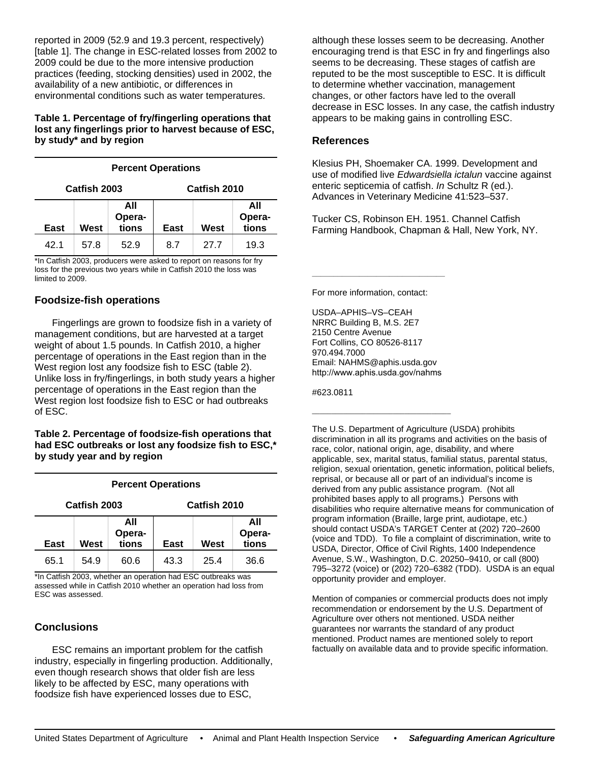reported in 2009 (52.9 and 19.3 percent, respectively) [table 1]. The change in ESC-related losses from 2002 to 2009 could be due to the more intensive production practices (feeding, stocking densities) used in 2002, the availability of a new antibiotic, or differences in environmental conditions such as water temperatures.

**Table 1. Percentage of fry/fingerling operations that lost any fingerlings prior to harvest because of ESC, by study\* and by region**

| Percent Operations | | | | | |
|---|---|---|---|---|---|
| Catfish 2003 | | | Catfish 2010 | | |
| East | West | All Operations | East | West | All Operations |
| 42.1 | 57.8 | 52.9 | 8.7 | 27.7 | 19.3 |

\*In Catfish 2003, producers were asked to report on reasons for fry loss for the previous two years while in Catfish 2010 the loss was limited to 2009.

## Foodsize-fish operations

Fingerlings are grown to foodsize fish in a variety of management conditions, but are harvested at a target weight of about 1.5 pounds. In Catfish 2010, a higher percentage of operations in the East region than in the West region lost any foodsize fish to ESC (table 2). Unlike loss in fry/fingerlings, in both study years a higher percentage of operations in the East region than the West region lost foodsize fish to ESC or had outbreaks of ESC.

**Table 2. Percentage of foodsize-fish operations that had ESC outbreaks or lost any foodsize fish to ESC,\* by study year and by region**

| Percent Operations | | | | | |
|---|---|---|---|---|---|
| Catfish 2003 | | | Catfish 2010 | | |
| East | West | All Operations | East | West | All Operations |
| 65.1 | 54.9 | 60.6 | 43.3 | 25.4 | 36.6 |

\*In Catfish 2003, whether an operation had ESC outbreaks was assessed while in Catfish 2010 whether an operation had loss from ESC was assessed.

## Conclusions

ESC remains an important problem for the catfish industry, especially in fingerling production. Additionally, even though research shows that older fish are less likely to be affected by ESC, many operations with foodsize fish have experienced losses due to ESC, although these losses seem to be decreasing. Another encouraging trend is that ESC in fry and fingerlings also seems to be decreasing. These stages of catfish are reputed to be the most susceptible to ESC. It is difficult to determine whether vaccination, management changes, or other factors have led to the overall decrease in ESC losses. In any case, the catfish industry appears to be making gains in controlling ESC.

## References

Klesius PH, Shoemaker CA. 1999. Development and use of modified live *Edwardsiella ictalun* vaccine against enteric septicemia of catfish. *In* Schultz R (ed.). Advances in Veterinary Medicine 41:523–537.

Tucker CS, Robinson EH. 1951. Channel Catfish Farming Handbook, Chapman & Hall, New York, NY.

---

For more information, contact:

USDA–APHIS–VS–CEAH
NRRC Building B, M.S. 2E7
2150 Centre Avenue
Fort Collins, CO 80526-8117
970.494.7000
Email: NAHMS@aphis.usda.gov
http://www.aphis.usda.gov/nahms

#623.0811

---

The U.S. Department of Agriculture (USDA) prohibits discrimination in all its programs and activities on the basis of race, color, national origin, age, disability, and where applicable, sex, marital status, familial status, parental status, religion, sexual orientation, genetic information, political beliefs, reprisal, or because all or part of an individual's income is derived from any public assistance program. (Not all prohibited bases apply to all programs.) Persons with disabilities who require alternative means for communication of program information (Braille, large print, audiotape, etc.) should contact USDA's TARGET Center at (202) 720–2600 (voice and TDD). To file a complaint of discrimination, write to USDA, Director, Office of Civil Rights, 1400 Independence Avenue, S.W., Washington, D.C. 20250–9410, or call (800) 795–3272 (voice) or (202) 720–6382 (TDD). USDA is an equal opportunity provider and employer.

Mention of companies or commercial products does not imply recommendation or endorsement by the U.S. Department of Agriculture over others not mentioned. USDA neither guarantees nor warrants the standard of any product mentioned. Product names are mentioned solely to report factually on available data and to provide specific information.